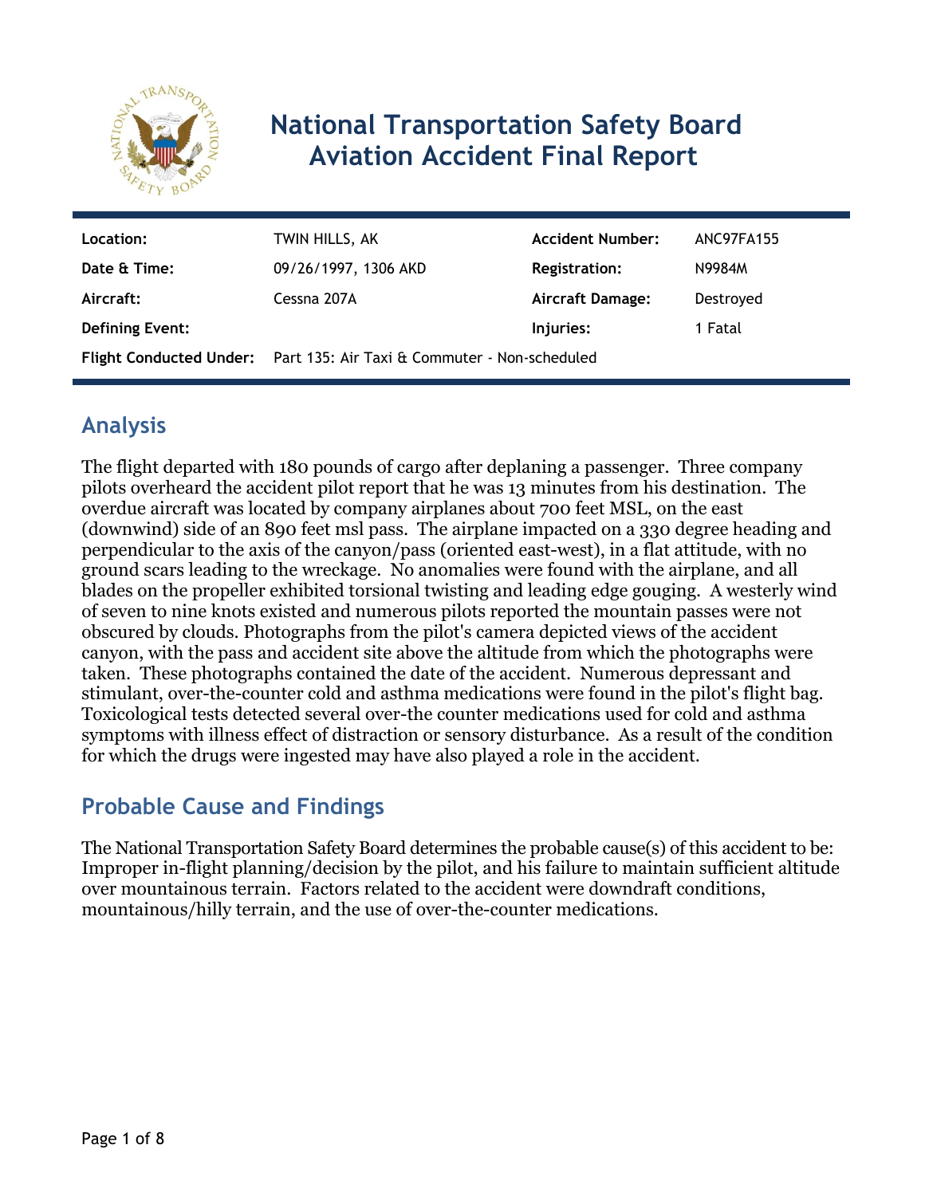# National Transportation Safety Board Aviation Accident Final Report

| Location: | TWIN HILLS, AK | Accident Number: | ANC97FA155 |
|---|---|---|---|
| Date & Time: | 09/26/1997, 1306 AKD | Registration: | N9984M |
| Aircraft: | Cessna 207A | Aircraft Damage: | Destroyed |
| Defining Event: | | Injuries: | 1 Fatal |
| Flight Conducted Under: | Part 135: Air Taxi & Commuter - Non-scheduled | | |

## Analysis

The flight departed with 180 pounds of cargo after deplaning a passenger. Three company pilots overheard the accident pilot report that he was 13 minutes from his destination. The overdue aircraft was located by company airplanes about 700 feet MSL, on the east (downwind) side of an 890 feet msl pass. The airplane impacted on a 330 degree heading and perpendicular to the axis of the canyon/pass (oriented east-west), in a flat attitude, with no ground scars leading to the wreckage. No anomalies were found with the airplane, and all blades on the propeller exhibited torsional twisting and leading edge gouging. A westerly wind of seven to nine knots existed and numerous pilots reported the mountain passes were not obscured by clouds. Photographs from the pilot's camera depicted views of the accident canyon, with the pass and accident site above the altitude from which the photographs were taken. These photographs contained the date of the accident. Numerous depressant and stimulant, over-the-counter cold and asthma medications were found in the pilot's flight bag. Toxicological tests detected several over-the counter medications used for cold and asthma symptoms with illness effect of distraction or sensory disturbance. As a result of the condition for which the drugs were ingested may have also played a role in the accident.

## Probable Cause and Findings

The National Transportation Safety Board determines the probable cause(s) of this accident to be:
Improper in-flight planning/decision by the pilot, and his failure to maintain sufficient altitude over mountainous terrain. Factors related to the accident were downdraft conditions, mountainous/hilly terrain, and the use of over-the-counter medications.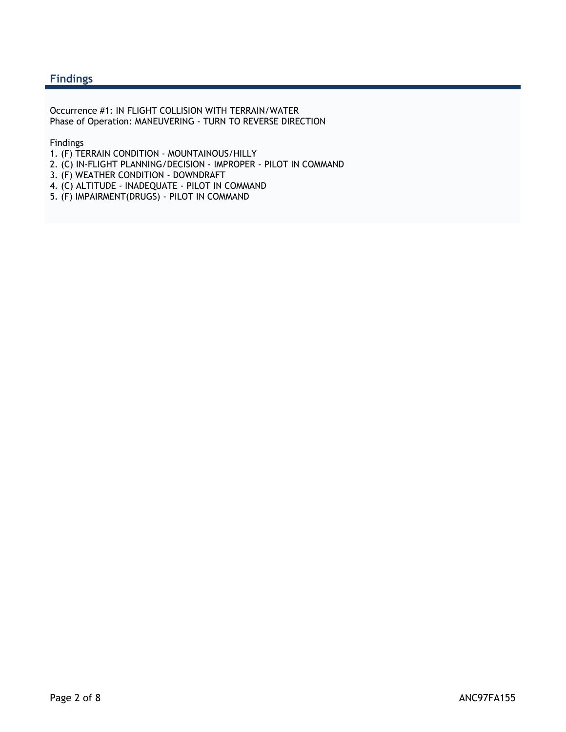## Findings

Occurrence #1: IN FLIGHT COLLISION WITH TERRAIN/WATER
Phase of Operation: MANEUVERING - TURN TO REVERSE DIRECTION

Findings

1. (F) TERRAIN CONDITION - MOUNTAINOUS/HILLY
2. (C) IN-FLIGHT PLANNING/DECISION - IMPROPER - PILOT IN COMMAND
3. (F) WEATHER CONDITION - DOWNDRAFT
4. (C) ALTITUDE - INADEQUATE - PILOT IN COMMAND
5. (F) IMPAIRMENT(DRUGS) - PILOT IN COMMAND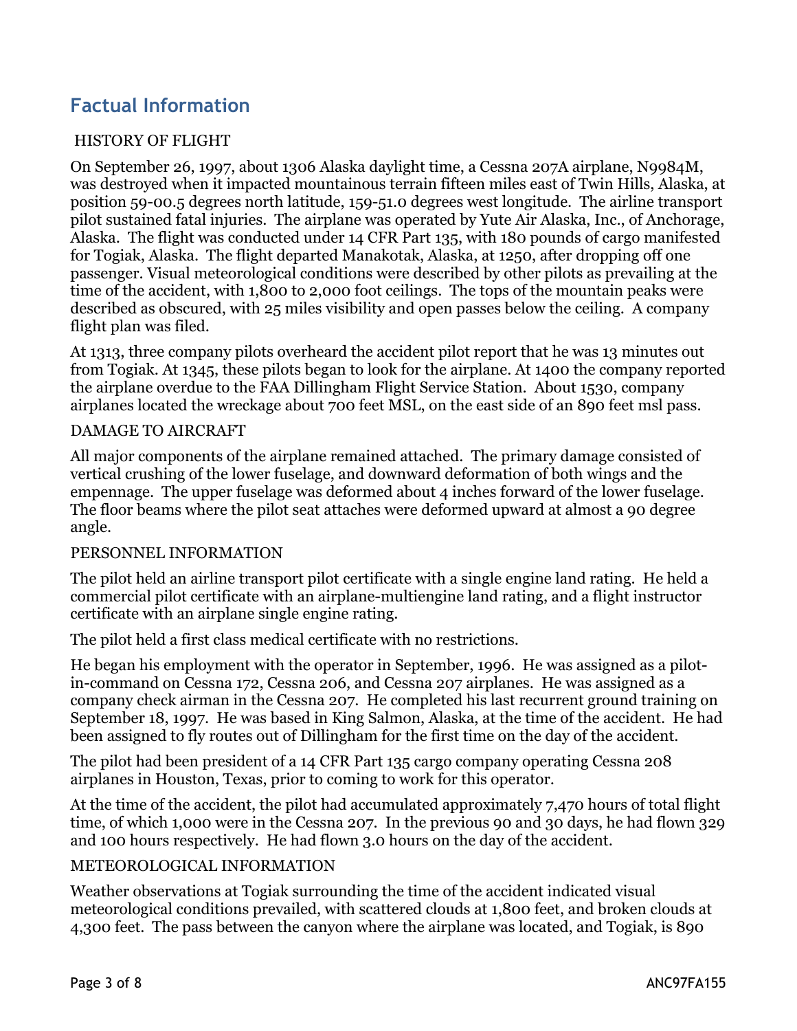## Factual Information

HISTORY OF FLIGHT

On September 26, 1997, about 1306 Alaska daylight time, a Cessna 207A airplane, N9984M, was destroyed when it impacted mountainous terrain fifteen miles east of Twin Hills, Alaska, at position 59-00.5 degrees north latitude, 159-51.0 degrees west longitude. The airline transport pilot sustained fatal injuries. The airplane was operated by Yute Air Alaska, Inc., of Anchorage, Alaska. The flight was conducted under 14 CFR Part 135, with 180 pounds of cargo manifested for Togiak, Alaska. The flight departed Manakotak, Alaska, at 1250, after dropping off one passenger. Visual meteorological conditions were described by other pilots as prevailing at the time of the accident, with 1,800 to 2,000 foot ceilings. The tops of the mountain peaks were described as obscured, with 25 miles visibility and open passes below the ceiling. A company flight plan was filed.

At 1313, three company pilots overheard the accident pilot report that he was 13 minutes out from Togiak. At 1345, these pilots began to look for the airplane. At 1400 the company reported the airplane overdue to the FAA Dillingham Flight Service Station. About 1530, company airplanes located the wreckage about 700 feet MSL, on the east side of an 890 feet msl pass.

DAMAGE TO AIRCRAFT

All major components of the airplane remained attached. The primary damage consisted of vertical crushing of the lower fuselage, and downward deformation of both wings and the empennage. The upper fuselage was deformed about 4 inches forward of the lower fuselage. The floor beams where the pilot seat attaches were deformed upward at almost a 90 degree angle.

PERSONNEL INFORMATION

The pilot held an airline transport pilot certificate with a single engine land rating. He held a commercial pilot certificate with an airplane-multiengine land rating, and a flight instructor certificate with an airplane single engine rating.

The pilot held a first class medical certificate with no restrictions.

He began his employment with the operator in September, 1996. He was assigned as a pilot-in-command on Cessna 172, Cessna 206, and Cessna 207 airplanes. He was assigned as a company check airman in the Cessna 207. He completed his last recurrent ground training on September 18, 1997. He was based in King Salmon, Alaska, at the time of the accident. He had been assigned to fly routes out of Dillingham for the first time on the day of the accident.

The pilot had been president of a 14 CFR Part 135 cargo company operating Cessna 208 airplanes in Houston, Texas, prior to coming to work for this operator.

At the time of the accident, the pilot had accumulated approximately 7,470 hours of total flight time, of which 1,000 were in the Cessna 207. In the previous 90 and 30 days, he had flown 329 and 100 hours respectively. He had flown 3.0 hours on the day of the accident.

METEOROLOGICAL INFORMATION

Weather observations at Togiak surrounding the time of the accident indicated visual meteorological conditions prevailed, with scattered clouds at 1,800 feet, and broken clouds at 4,300 feet. The pass between the canyon where the airplane was located, and Togiak, is 890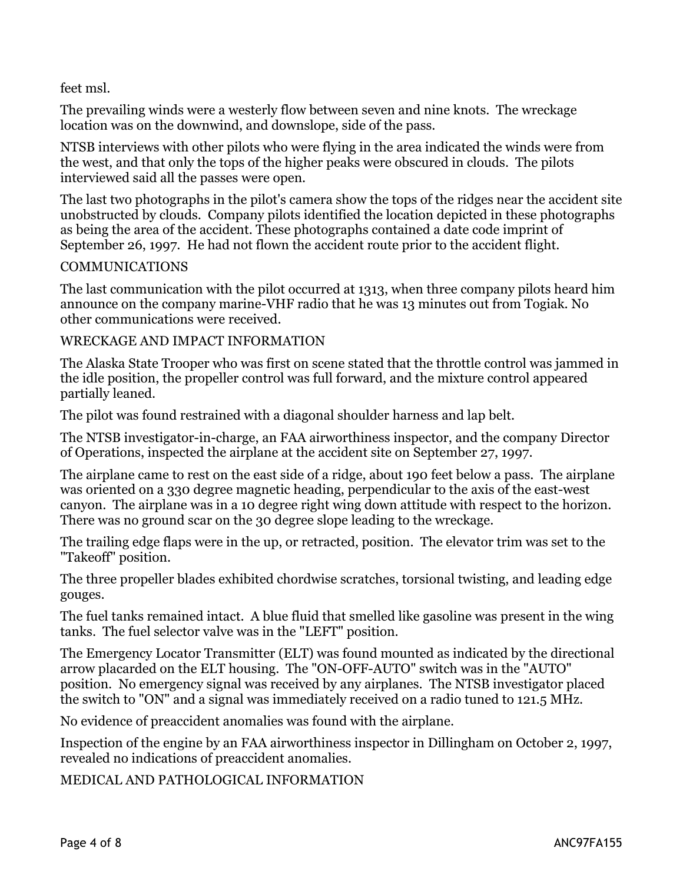feet msl.

The prevailing winds were a westerly flow between seven and nine knots. The wreckage location was on the downwind, and downslope, side of the pass.

NTSB interviews with other pilots who were flying in the area indicated the winds were from the west, and that only the tops of the higher peaks were obscured in clouds. The pilots interviewed said all the passes were open.

The last two photographs in the pilot's camera show the tops of the ridges near the accident site unobstructed by clouds. Company pilots identified the location depicted in these photographs as being the area of the accident. These photographs contained a date code imprint of September 26, 1997. He had not flown the accident route prior to the accident flight.

## COMMUNICATIONS

The last communication with the pilot occurred at 1313, when three company pilots heard him announce on the company marine-VHF radio that he was 13 minutes out from Togiak. No other communications were received.

## WRECKAGE AND IMPACT INFORMATION

The Alaska State Trooper who was first on scene stated that the throttle control was jammed in the idle position, the propeller control was full forward, and the mixture control appeared partially leaned.

The pilot was found restrained with a diagonal shoulder harness and lap belt.

The NTSB investigator-in-charge, an FAA airworthiness inspector, and the company Director of Operations, inspected the airplane at the accident site on September 27, 1997.

The airplane came to rest on the east side of a ridge, about 190 feet below a pass. The airplane was oriented on a 330 degree magnetic heading, perpendicular to the axis of the east-west canyon. The airplane was in a 10 degree right wing down attitude with respect to the horizon. There was no ground scar on the 30 degree slope leading to the wreckage.

The trailing edge flaps were in the up, or retracted, position. The elevator trim was set to the "Takeoff" position.

The three propeller blades exhibited chordwise scratches, torsional twisting, and leading edge gouges.

The fuel tanks remained intact. A blue fluid that smelled like gasoline was present in the wing tanks. The fuel selector valve was in the "LEFT" position.

The Emergency Locator Transmitter (ELT) was found mounted as indicated by the directional arrow placarded on the ELT housing. The "ON-OFF-AUTO" switch was in the "AUTO" position. No emergency signal was received by any airplanes. The NTSB investigator placed the switch to "ON" and a signal was immediately received on a radio tuned to 121.5 MHz.

No evidence of preaccident anomalies was found with the airplane.

Inspection of the engine by an FAA airworthiness inspector in Dillingham on October 2, 1997, revealed no indications of preaccident anomalies.

## MEDICAL AND PATHOLOGICAL INFORMATION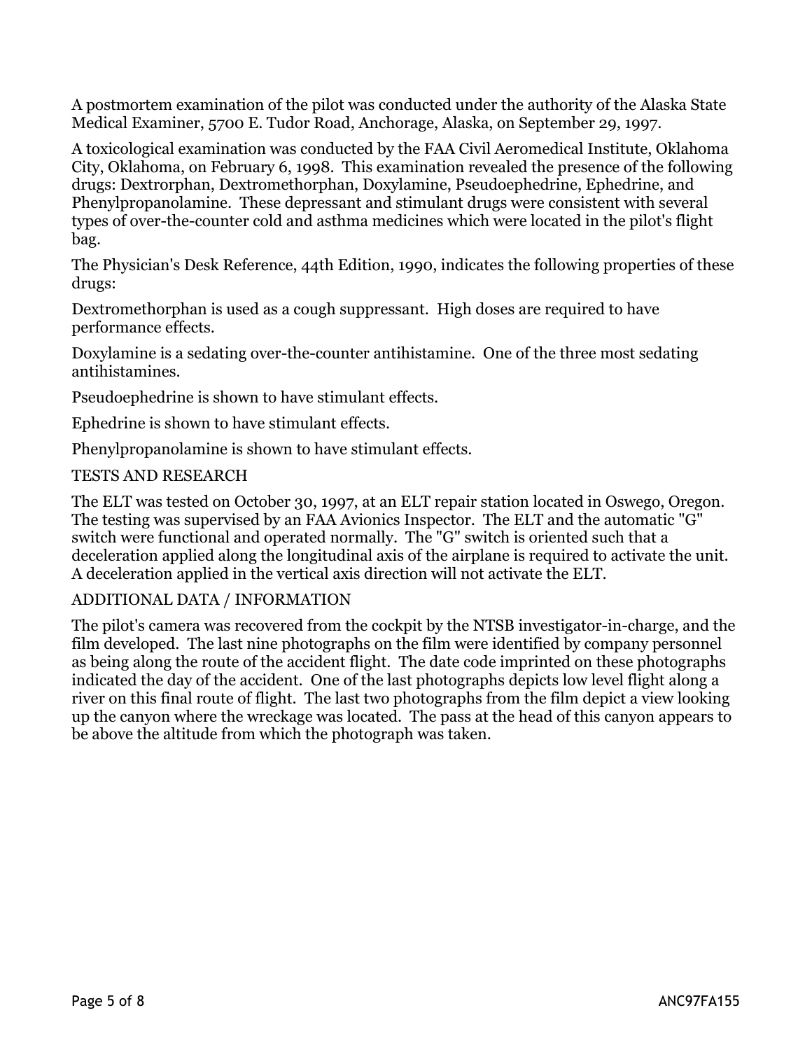A postmortem examination of the pilot was conducted under the authority of the Alaska State Medical Examiner, 5700 E. Tudor Road, Anchorage, Alaska, on September 29, 1997.

A toxicological examination was conducted by the FAA Civil Aeromedical Institute, Oklahoma City, Oklahoma, on February 6, 1998. This examination revealed the presence of the following drugs: Dextrorphan, Dextromethorphan, Doxylamine, Pseudoephedrine, Ephedrine, and Phenylpropanolamine. These depressant and stimulant drugs were consistent with several types of over-the-counter cold and asthma medicines which were located in the pilot's flight bag.

The Physician's Desk Reference, 44th Edition, 1990, indicates the following properties of these drugs:

Dextromethorphan is used as a cough suppressant. High doses are required to have performance effects.

Doxylamine is a sedating over-the-counter antihistamine. One of the three most sedating antihistamines.

Pseudoephedrine is shown to have stimulant effects.

Ephedrine is shown to have stimulant effects.

Phenylpropanolamine is shown to have stimulant effects.

## TESTS AND RESEARCH

The ELT was tested on October 30, 1997, at an ELT repair station located in Oswego, Oregon. The testing was supervised by an FAA Avionics Inspector. The ELT and the automatic "G" switch were functional and operated normally. The "G" switch is oriented such that a deceleration applied along the longitudinal axis of the airplane is required to activate the unit. A deceleration applied in the vertical axis direction will not activate the ELT.

## ADDITIONAL DATA / INFORMATION

The pilot's camera was recovered from the cockpit by the NTSB investigator-in-charge, and the film developed. The last nine photographs on the film were identified by company personnel as being along the route of the accident flight. The date code imprinted on these photographs indicated the day of the accident. One of the last photographs depicts low level flight along a river on this final route of flight. The last two photographs from the film depict a view looking up the canyon where the wreckage was located. The pass at the head of this canyon appears to be above the altitude from which the photograph was taken.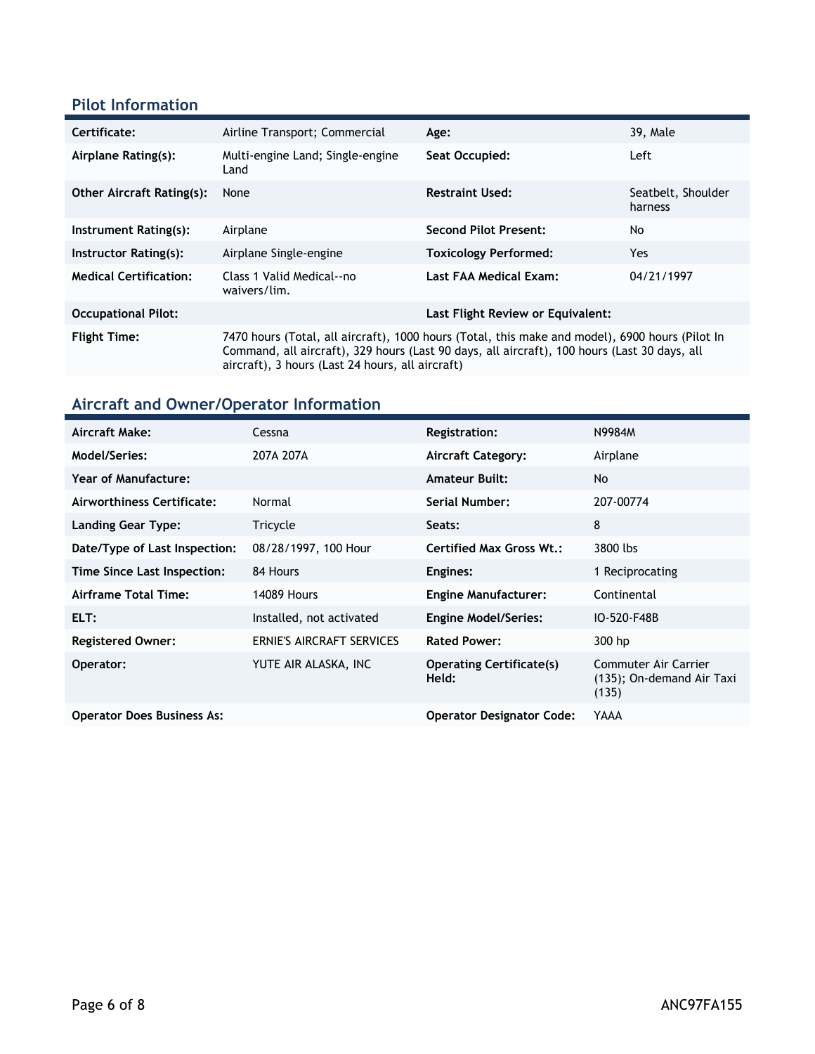## Pilot Information

| | | | |
|---|---|---|---|
| **Certificate:** | Airline Transport; Commercial | **Age:** | 39, Male |
| **Airplane Rating(s):** | Multi-engine Land; Single-engine Land | **Seat Occupied:** | Left |
| **Other Aircraft Rating(s):** | None | **Restraint Used:** | Seatbelt, Shoulder harness |
| **Instrument Rating(s):** | Airplane | **Second Pilot Present:** | No |
| **Instructor Rating(s):** | Airplane Single-engine | **Toxicology Performed:** | Yes |
| **Medical Certification:** | Class 1 Valid Medical--no waivers/lim. | **Last FAA Medical Exam:** | 04/21/1997 |
| **Occupational Pilot:** | | **Last Flight Review or Equivalent:** | |
| **Flight Time:** | 7470 hours (Total, all aircraft), 1000 hours (Total, this make and model), 6900 hours (Pilot In Command, all aircraft), 329 hours (Last 90 days, all aircraft), 100 hours (Last 30 days, all aircraft), 3 hours (Last 24 hours, all aircraft) | | |

## Aircraft and Owner/Operator Information

| | | | |
|---|---|---|---|
| **Aircraft Make:** | Cessna | **Registration:** | N9984M |
| **Model/Series:** | 207A 207A | **Aircraft Category:** | Airplane |
| **Year of Manufacture:** | | **Amateur Built:** | No |
| **Airworthiness Certificate:** | Normal | **Serial Number:** | 207-00774 |
| **Landing Gear Type:** | Tricycle | **Seats:** | 8 |
| **Date/Type of Last Inspection:** | 08/28/1997, 100 Hour | **Certified Max Gross Wt.:** | 3800 lbs |
| **Time Since Last Inspection:** | 84 Hours | **Engines:** | 1 Reciprocating |
| **Airframe Total Time:** | 14089 Hours | **Engine Manufacturer:** | Continental |
| **ELT:** | Installed, not activated | **Engine Model/Series:** | IO-520-F48B |
| **Registered Owner:** | ERNIE'S AIRCRAFT SERVICES | **Rated Power:** | 300 hp |
| **Operator:** | YUTE AIR ALASKA, INC | **Operating Certificate(s) Held:** | Commuter Air Carrier (135); On-demand Air Taxi (135) |
| **Operator Does Business As:** | | **Operator Designator Code:** | YAAA |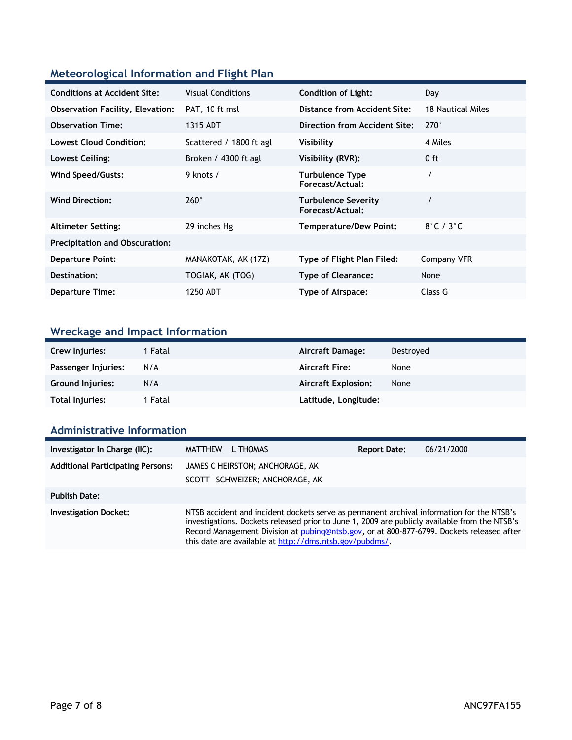## Meteorological Information and Flight Plan

| | | | |
|---|---|---|---|
| **Conditions at Accident Site:** | Visual Conditions | **Condition of Light:** | Day |
| **Observation Facility, Elevation:** | PAT, 10 ft msl | **Distance from Accident Site:** | 18 Nautical Miles |
| **Observation Time:** | 1315 ADT | **Direction from Accident Site:** | 270° |
| **Lowest Cloud Condition:** | Scattered / 1800 ft agl | **Visibility** | 4 Miles |
| **Lowest Ceiling:** | Broken / 4300 ft agl | **Visibility (RVR):** | 0 ft |
| **Wind Speed/Gusts:** | 9 knots / | **Turbulence Type Forecast/Actual:** | / |
| **Wind Direction:** | 260° | **Turbulence Severity Forecast/Actual:** | / |
| **Altimeter Setting:** | 29 inches Hg | **Temperature/Dew Point:** | 8°C / 3°C |
| **Precipitation and Obscuration:** | | | |
| **Departure Point:** | MANAKOTAK, AK (17Z) | **Type of Flight Plan Filed:** | Company VFR |
| **Destination:** | TOGIAK, AK (TOG) | **Type of Clearance:** | None |
| **Departure Time:** | 1250 ADT | **Type of Airspace:** | Class G |

## Wreckage and Impact Information

| | | | |
|---|---|---|---|
| **Crew Injuries:** | 1 Fatal | **Aircraft Damage:** | Destroyed |
| **Passenger Injuries:** | N/A | **Aircraft Fire:** | None |
| **Ground Injuries:** | N/A | **Aircraft Explosion:** | None |
| **Total Injuries:** | 1 Fatal | **Latitude, Longitude:** | |

## Administrative Information

| | | | |
|---|---|---|---|
| **Investigator In Charge (IIC):** | MATTHEW L THOMAS | **Report Date:** | 06/21/2000 |
| **Additional Participating Persons:** | JAMES C HEIRSTON; ANCHORAGE, AK<br>SCOTT SCHWEIZER; ANCHORAGE, AK | | |
| **Publish Date:** | | | |
| **Investigation Docket:** | NTSB accident and incident dockets serve as permanent archival information for the NTSB's investigations. Dockets released prior to June 1, 2009 are publicly available from the NTSB's Record Management Division at pubinq@ntsb.gov, or at 800-877-6799. Dockets released after this date are available at http://dms.ntsb.gov/pubdms/. | | |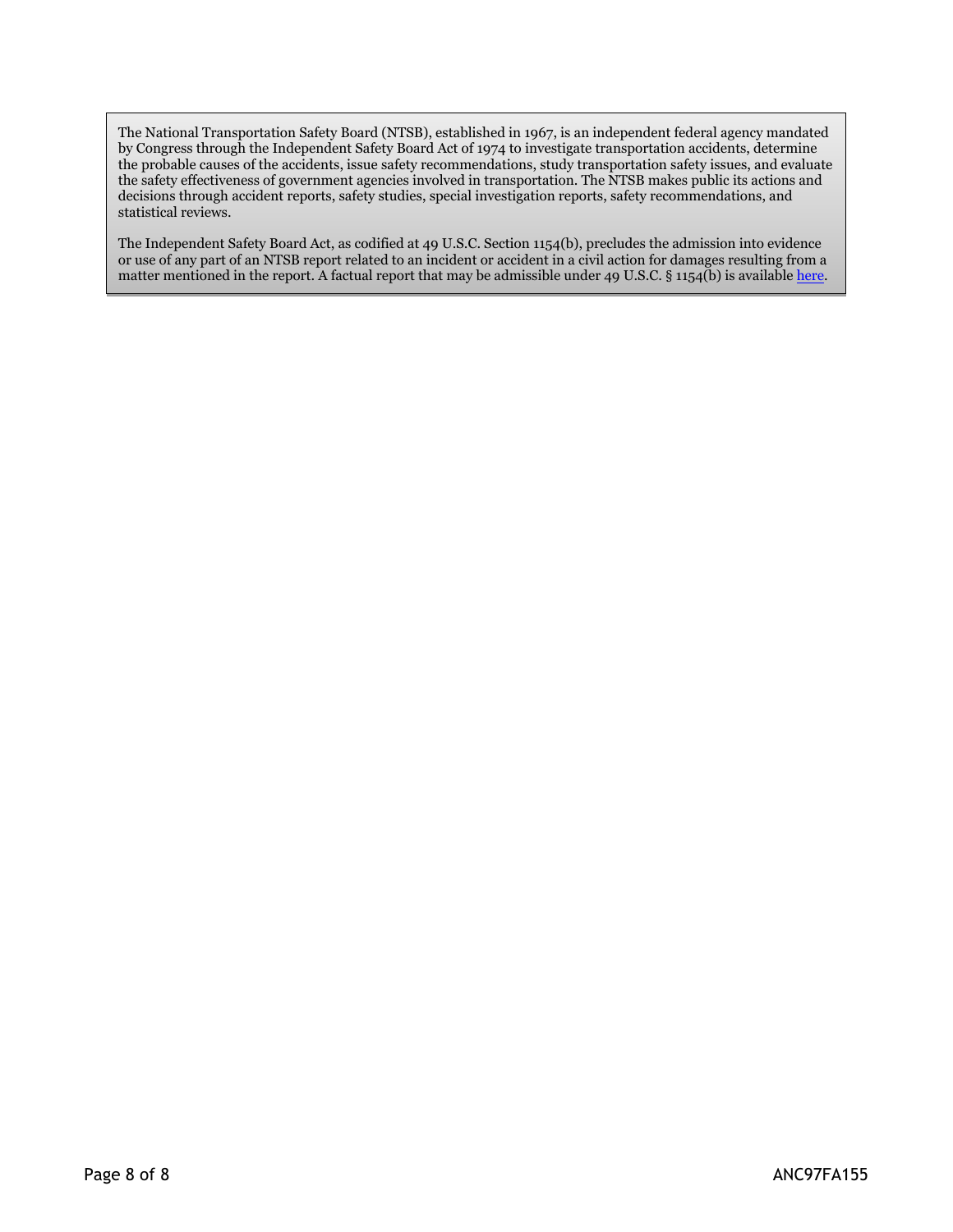The National Transportation Safety Board (NTSB), established in 1967, is an independent federal agency mandated by Congress through the Independent Safety Board Act of 1974 to investigate transportation accidents, determine the probable causes of the accidents, issue safety recommendations, study transportation safety issues, and evaluate the safety effectiveness of government agencies involved in transportation. The NTSB makes public its actions and decisions through accident reports, safety studies, special investigation reports, safety recommendations, and statistical reviews.

The Independent Safety Board Act, as codified at 49 U.S.C. Section 1154(b), precludes the admission into evidence or use of any part of an NTSB report related to an incident or accident in a civil action for damages resulting from a matter mentioned in the report. A factual report that may be admissible under 49 U.S.C. § 1154(b) is available here.